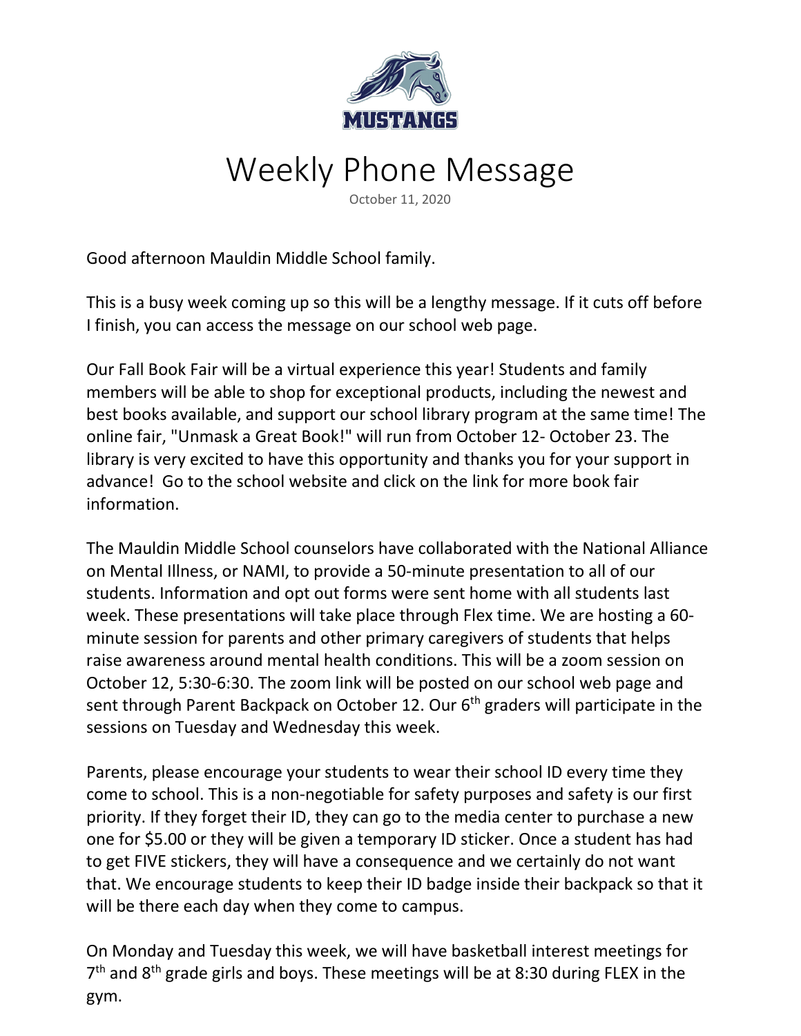MUSTANGS

# Weekly Phone Message

October 11, 2020

Good afternoon Mauldin Middle School family.

This is a busy week coming up so this will be a lengthy message. If it cuts off before I finish, you can access the message on our school web page.

Our Fall Book Fair will be a virtual experience this year! Students and family members will be able to shop for exceptional products, including the newest and best books available, and support our school library program at the same time! The online fair, "Unmask a Great Book!" will run from October 12- October 23. The library is very excited to have this opportunity and thanks you for your support in advance! Go to the school website and click on the link for more book fair information.

The Mauldin Middle School counselors have collaborated with the National Alliance on Mental Illness, or NAMI, to provide a 50-minute presentation to all of our students. Information and opt out forms were sent home with all students last week. These presentations will take place through Flex time. We are hosting a 60-minute session for parents and other primary caregivers of students that helps raise awareness around mental health conditions. This will be a zoom session on October 12, 5:30-6:30. The zoom link will be posted on our school web page and sent through Parent Backpack on October 12. Our 6th graders will participate in the sessions on Tuesday and Wednesday this week.

Parents, please encourage your students to wear their school ID every time they come to school. This is a non-negotiable for safety purposes and safety is our first priority. If they forget their ID, they can go to the media center to purchase a new one for $5.00 or they will be given a temporary ID sticker. Once a student has had to get FIVE stickers, they will have a consequence and we certainly do not want that. We encourage students to keep their ID badge inside their backpack so that it will be there each day when they come to campus.

On Monday and Tuesday this week, we will have basketball interest meetings for 7th and 8th grade girls and boys. These meetings will be at 8:30 during FLEX in the gym.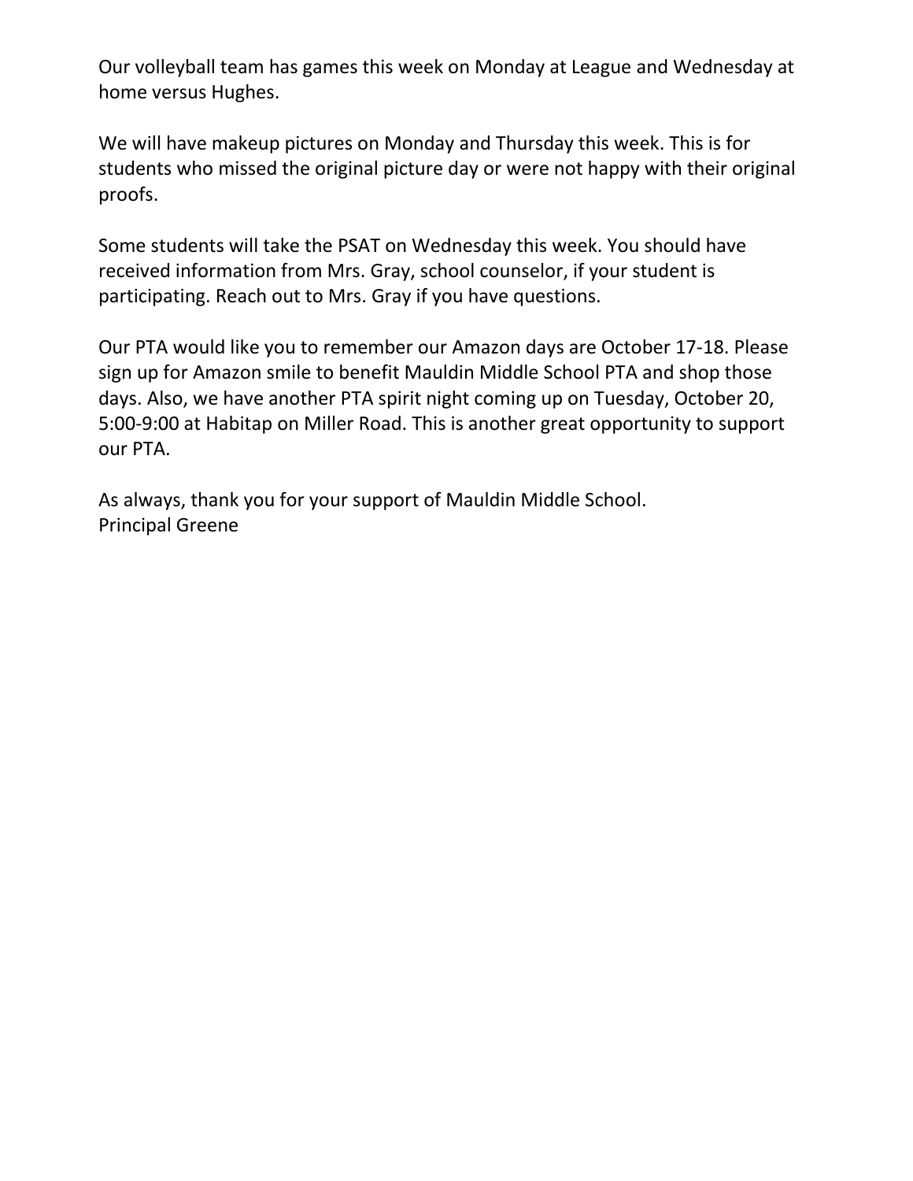Our volleyball team has games this week on Monday at League and Wednesday at home versus Hughes.

We will have makeup pictures on Monday and Thursday this week. This is for students who missed the original picture day or were not happy with their original proofs.

Some students will take the PSAT on Wednesday this week. You should have received information from Mrs. Gray, school counselor, if your student is participating. Reach out to Mrs. Gray if you have questions.

Our PTA would like you to remember our Amazon days are October 17-18. Please sign up for Amazon smile to benefit Mauldin Middle School PTA and shop those days. Also, we have another PTA spirit night coming up on Tuesday, October 20, 5:00-9:00 at Habitap on Miller Road. This is another great opportunity to support our PTA.

As always, thank you for your support of Mauldin Middle School.
Principal Greene